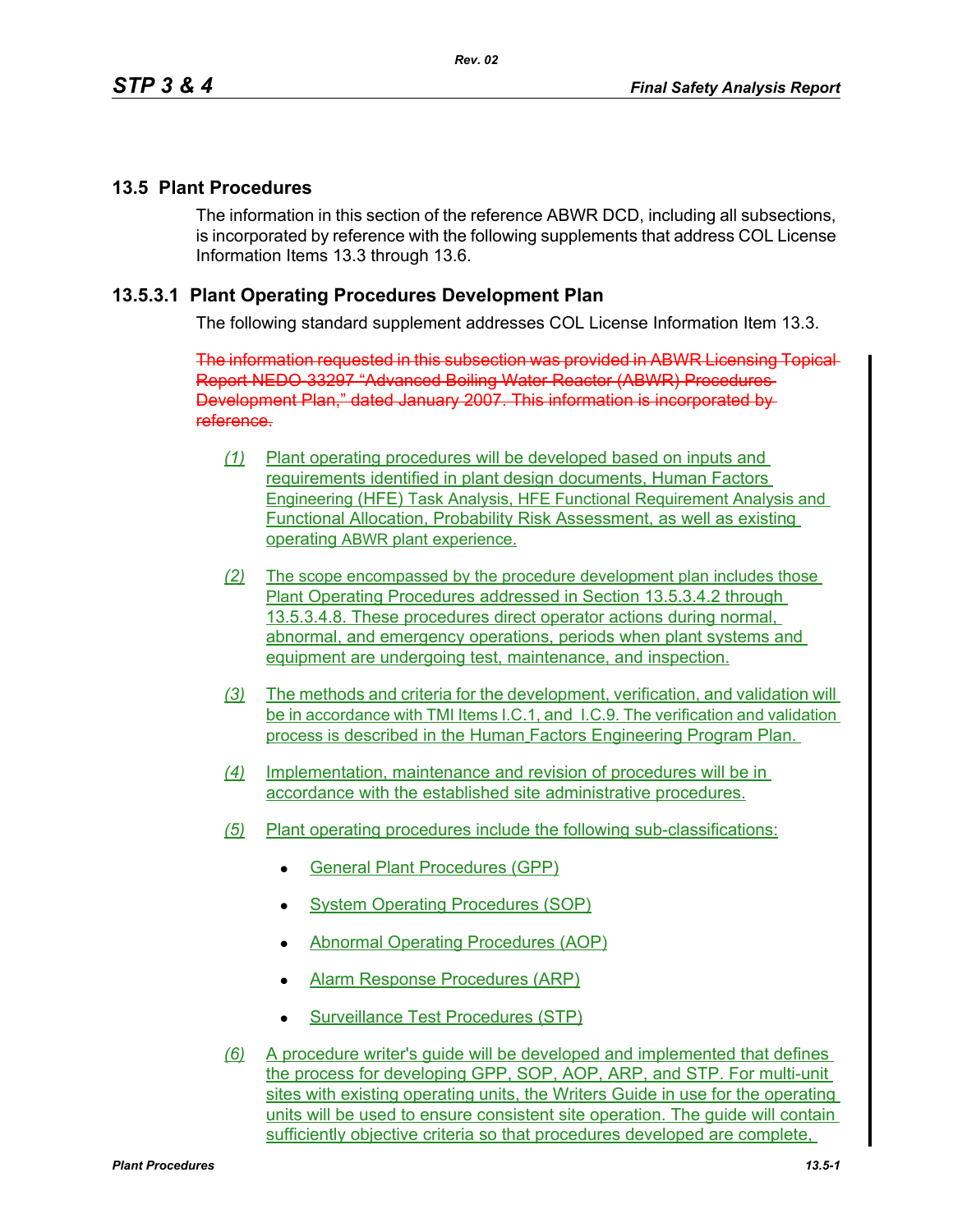## 13.5 Plant Procedures

The information in this section of the reference ABWR DCD, including all subsections, is incorporated by reference with the following supplements that address COL License Information Items 13.3 through 13.6.

### 13.5.3.1 Plant Operating Procedures Development Plan

The following standard supplement addresses COL License Information Item 13.3.

~~The information requested in this subsection was provided in ABWR Licensing Topical Report NEDO-33297 "Advanced Boiling Water Reactor (ABWR) Procedures Development Plan," dated January 2007. This information is incorporated by reference.~~

*(1)* Plant operating procedures will be developed based on inputs and requirements identified in plant design documents, Human Factors Engineering (HFE) Task Analysis, HFE Functional Requirement Analysis and Functional Allocation, Probability Risk Assessment, as well as existing operating ABWR plant experience.

*(2)* The scope encompassed by the procedure development plan includes those Plant Operating Procedures addressed in Section 13.5.3.4.2 through 13.5.3.4.8. These procedures direct operator actions during normal, abnormal, and emergency operations, periods when plant systems and equipment are undergoing test, maintenance, and inspection.

*(3)* The methods and criteria for the development, verification, and validation will be in accordance with TMI Items I.C.1, and I.C.9. The verification and validation process is described in the Human Factors Engineering Program Plan.

*(4)* Implementation, maintenance and revision of procedures will be in accordance with the established site administrative procedures.

*(5)* Plant operating procedures include the following sub-classifications:

- General Plant Procedures (GPP)
- System Operating Procedures (SOP)
- Abnormal Operating Procedures (AOP)
- Alarm Response Procedures (ARP)
- Surveillance Test Procedures (STP)

*(6)* A procedure writer's guide will be developed and implemented that defines the process for developing GPP, SOP, AOP, ARP, and STP. For multi-unit sites with existing operating units, the Writers Guide in use for the operating units will be used to ensure consistent site operation. The guide will contain sufficiently objective criteria so that procedures developed are complete,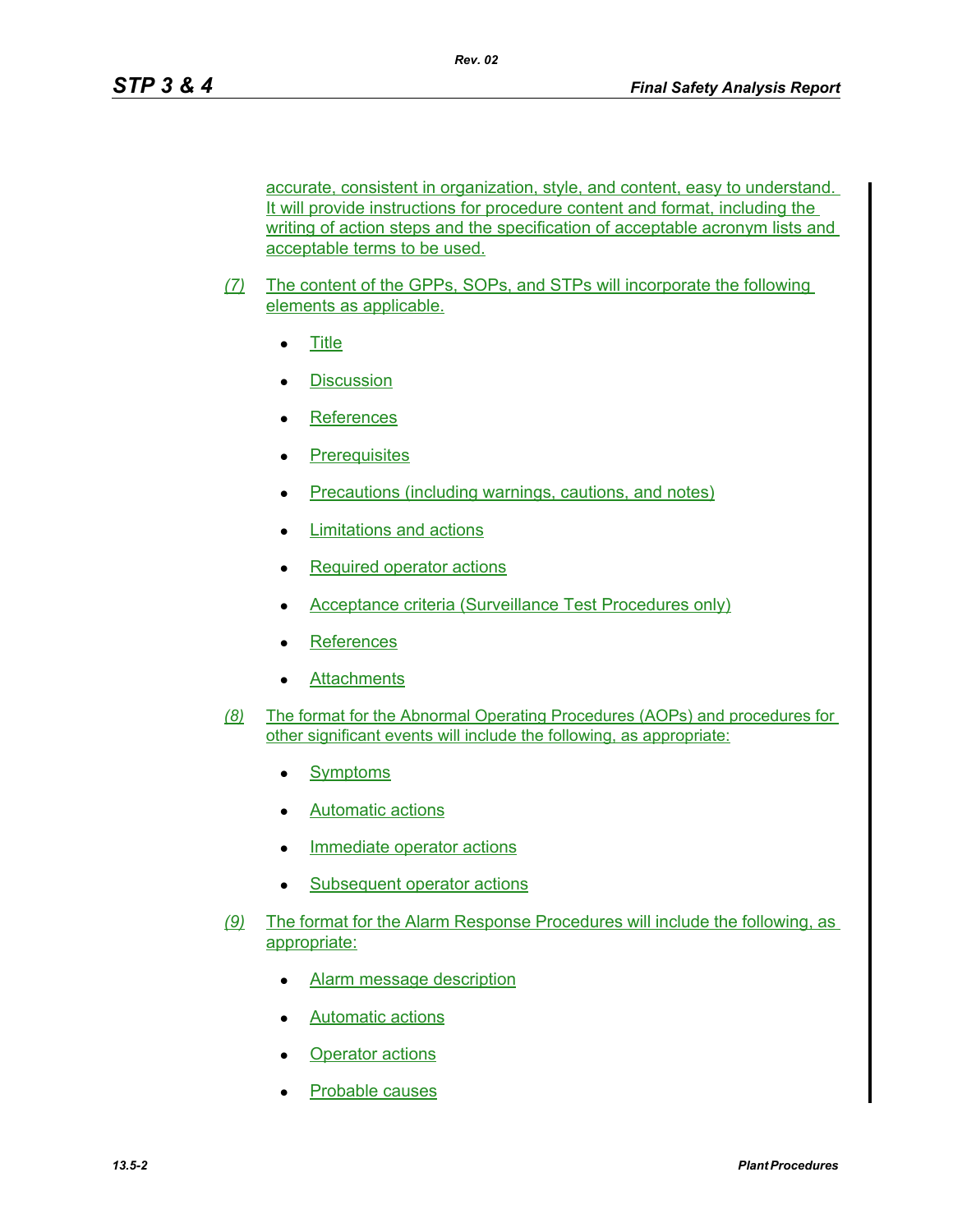accurate, consistent in organization, style, and content, easy to understand. It will provide instructions for procedure content and format, including the writing of action steps and the specification of acceptable acronym lists and acceptable terms to be used.

*(7)* The content of the GPPs, SOPs, and STPs will incorporate the following elements as applicable.

- Title
- Discussion
- References
- Prerequisites
- Precautions (including warnings, cautions, and notes)
- Limitations and actions
- Required operator actions
- Acceptance criteria (Surveillance Test Procedures only)
- References
- Attachments

*(8)* The format for the Abnormal Operating Procedures (AOPs) and procedures for other significant events will include the following, as appropriate:

- Symptoms
- Automatic actions
- Immediate operator actions
- Subsequent operator actions

*(9)* The format for the Alarm Response Procedures will include the following, as appropriate:

- Alarm message description
- Automatic actions
- Operator actions
- Probable causes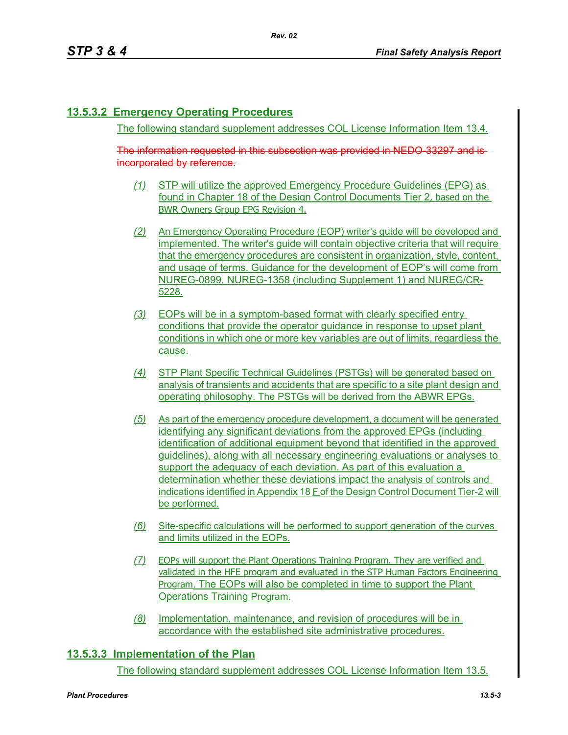### 13.5.3.2 Emergency Operating Procedures

The following standard supplement addresses COL License Information Item 13.4.

~~The information requested in this subsection was provided in NEDO-33297 and is incorporated by reference.~~

*(1)* STP will utilize the approved Emergency Procedure Guidelines (EPG) as found in Chapter 18 of the Design Control Documents Tier 2, based on the BWR Owners Group EPG Revision 4.

*(2)* An Emergency Operating Procedure (EOP) writer's guide will be developed and implemented. The writer's guide will contain objective criteria that will require that the emergency procedures are consistent in organization, style, content, and usage of terms. Guidance for the development of EOP's will come from NUREG-0899, NUREG-1358 (including Supplement 1) and NUREG/CR-5228.

*(3)* EOPs will be in a symptom-based format with clearly specified entry conditions that provide the operator guidance in response to upset plant conditions in which one or more key variables are out of limits, regardless the cause.

*(4)* STP Plant Specific Technical Guidelines (PSTGs) will be generated based on analysis of transients and accidents that are specific to a site plant design and operating philosophy. The PSTGs will be derived from the ABWR EPGs.

*(5)* As part of the emergency procedure development, a document will be generated identifying any significant deviations from the approved EPGs (including identification of additional equipment beyond that identified in the approved guidelines), along with all necessary engineering evaluations or analyses to support the adequacy of each deviation. As part of this evaluation a determination whether these deviations impact the analysis of controls and indications identified in Appendix 18 F of the Design Control Document Tier-2 will be performed.

*(6)* Site-specific calculations will be performed to support generation of the curves and limits utilized in the EOPs.

*(7)* EOPs will support the Plant Operations Training Program. They are verified and validated in the HFE program and evaluated in the STP Human Factors Engineering Program. The EOPs will also be completed in time to support the Plant Operations Training Program.

*(8)* Implementation, maintenance, and revision of procedures will be in accordance with the established site administrative procedures.

### 13.5.3.3 Implementation of the Plan

The following standard supplement addresses COL License Information Item 13.5.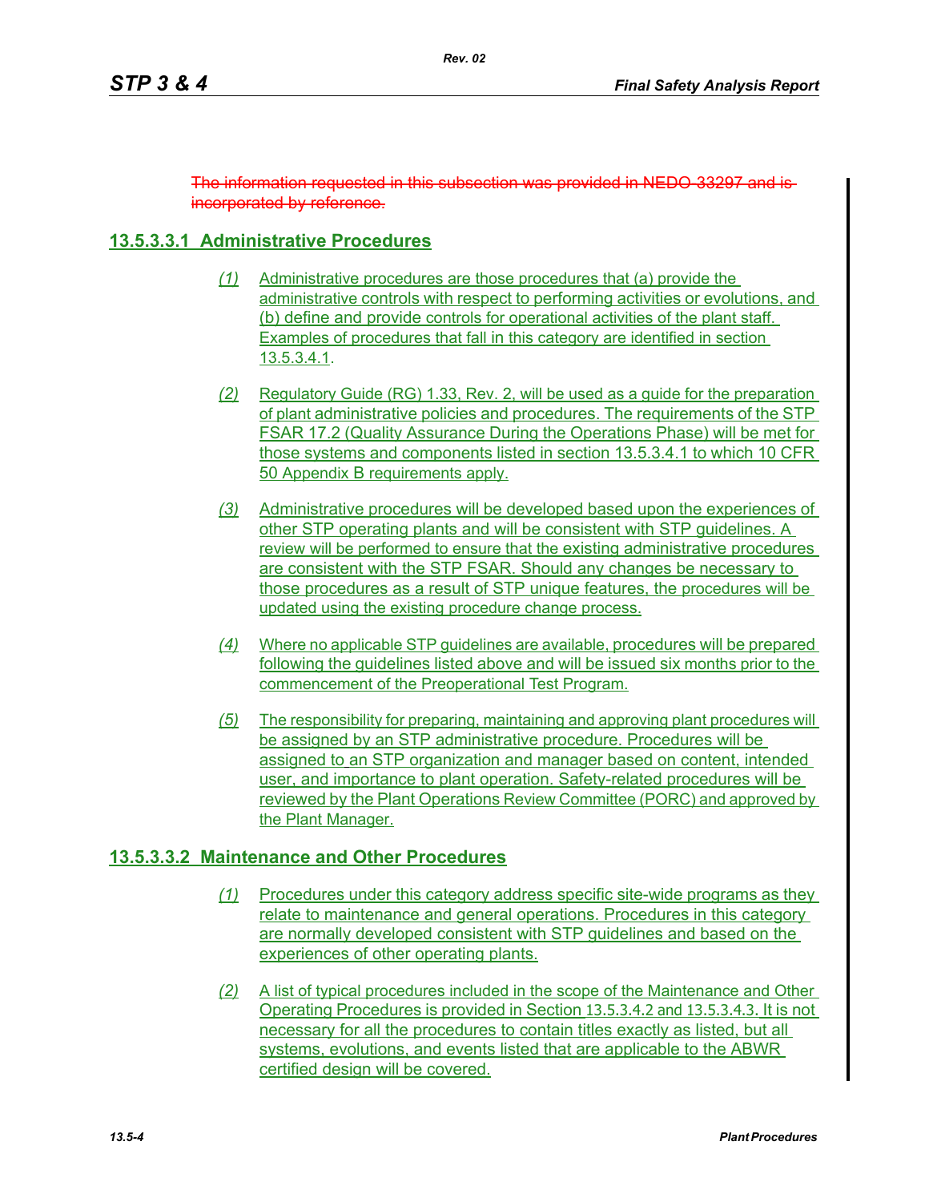~~The information requested in this subsection was provided in NEDO-33297 and is incorporated by reference.~~

## 13.5.3.3.1 Administrative Procedures

*(1)* Administrative procedures are those procedures that (a) provide the administrative controls with respect to performing activities or evolutions, and (b) define and provide controls for operational activities of the plant staff. Examples of procedures that fall in this category are identified in section 13.5.3.4.1.

*(2)* Regulatory Guide (RG) 1.33, Rev. 2, will be used as a guide for the preparation of plant administrative policies and procedures. The requirements of the STP FSAR 17.2 (Quality Assurance During the Operations Phase) will be met for those systems and components listed in section 13.5.3.4.1 to which 10 CFR 50 Appendix B requirements apply.

*(3)* Administrative procedures will be developed based upon the experiences of other STP operating plants and will be consistent with STP guidelines. A review will be performed to ensure that the existing administrative procedures are consistent with the STP FSAR. Should any changes be necessary to those procedures as a result of STP unique features, the procedures will be updated using the existing procedure change process.

*(4)* Where no applicable STP guidelines are available, procedures will be prepared following the guidelines listed above and will be issued six months prior to the commencement of the Preoperational Test Program.

*(5)* The responsibility for preparing, maintaining and approving plant procedures will be assigned by an STP administrative procedure. Procedures will be assigned to an STP organization and manager based on content, intended user, and importance to plant operation. Safety-related procedures will be reviewed by the Plant Operations Review Committee (PORC) and approved by the Plant Manager.

## 13.5.3.3.2 Maintenance and Other Procedures

*(1)* Procedures under this category address specific site-wide programs as they relate to maintenance and general operations. Procedures in this category are normally developed consistent with STP guidelines and based on the experiences of other operating plants.

*(2)* A list of typical procedures included in the scope of the Maintenance and Other Operating Procedures is provided in Section 13.5.3.4.2 and 13.5.3.4.3. It is not necessary for all the procedures to contain titles exactly as listed, but all systems, evolutions, and events listed that are applicable to the ABWR certified design will be covered.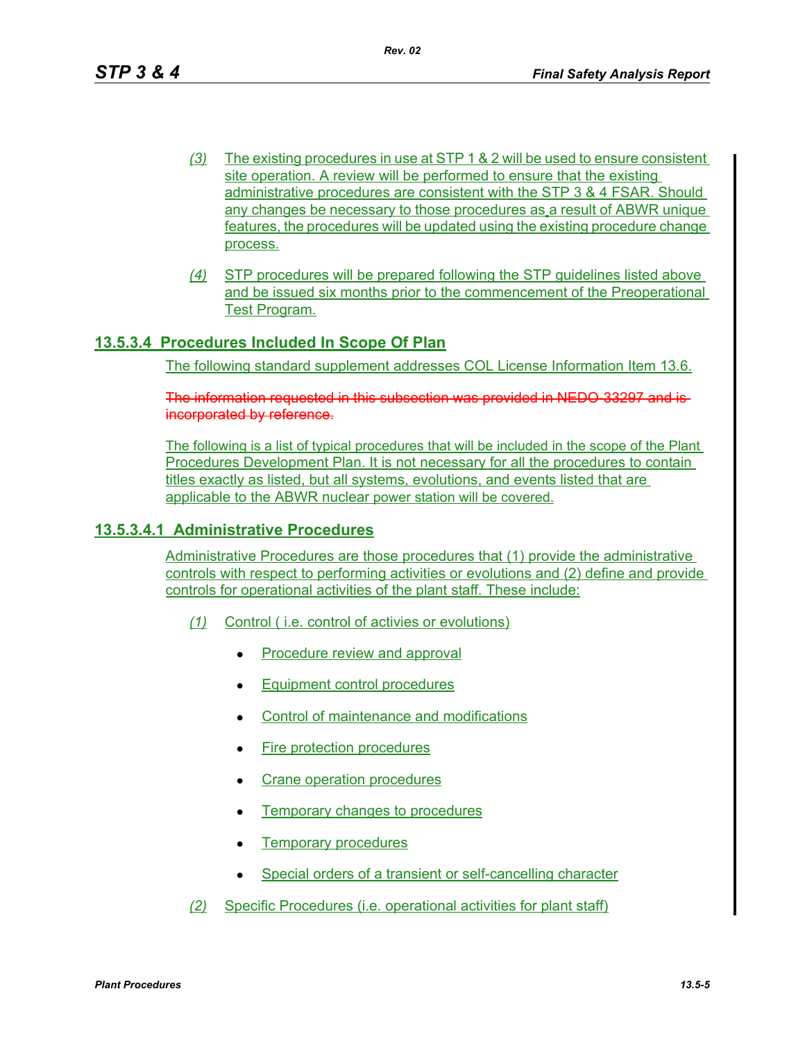(3) The existing procedures in use at STP 1 & 2 will be used to ensure consistent site operation. A review will be performed to ensure that the existing administrative procedures are consistent with the STP 3 & 4 FSAR. Should any changes be necessary to those procedures as a result of ABWR unique features, the procedures will be updated using the existing procedure change process.

(4) STP procedures will be prepared following the STP guidelines listed above and be issued six months prior to the commencement of the Preoperational Test Program.

## 13.5.3.4 Procedures Included In Scope Of Plan

The following standard supplement addresses COL License Information Item 13.6.

~~The information requested in this subsection was provided in NEDO-33297 and is incorporated by reference.~~

The following is a list of typical procedures that will be included in the scope of the Plant Procedures Development Plan. It is not necessary for all the procedures to contain titles exactly as listed, but all systems, evolutions, and events listed that are applicable to the ABWR nuclear power station will be covered.

### 13.5.3.4.1 Administrative Procedures

Administrative Procedures are those procedures that (1) provide the administrative controls with respect to performing activities or evolutions and (2) define and provide controls for operational activities of the plant staff. These include:

(1) Control ( i.e. control of activies or evolutions)

- Procedure review and approval
- Equipment control procedures
- Control of maintenance and modifications
- Fire protection procedures
- Crane operation procedures
- Temporary changes to procedures
- Temporary procedures
- Special orders of a transient or self-cancelling character

(2) Specific Procedures (i.e. operational activities for plant staff)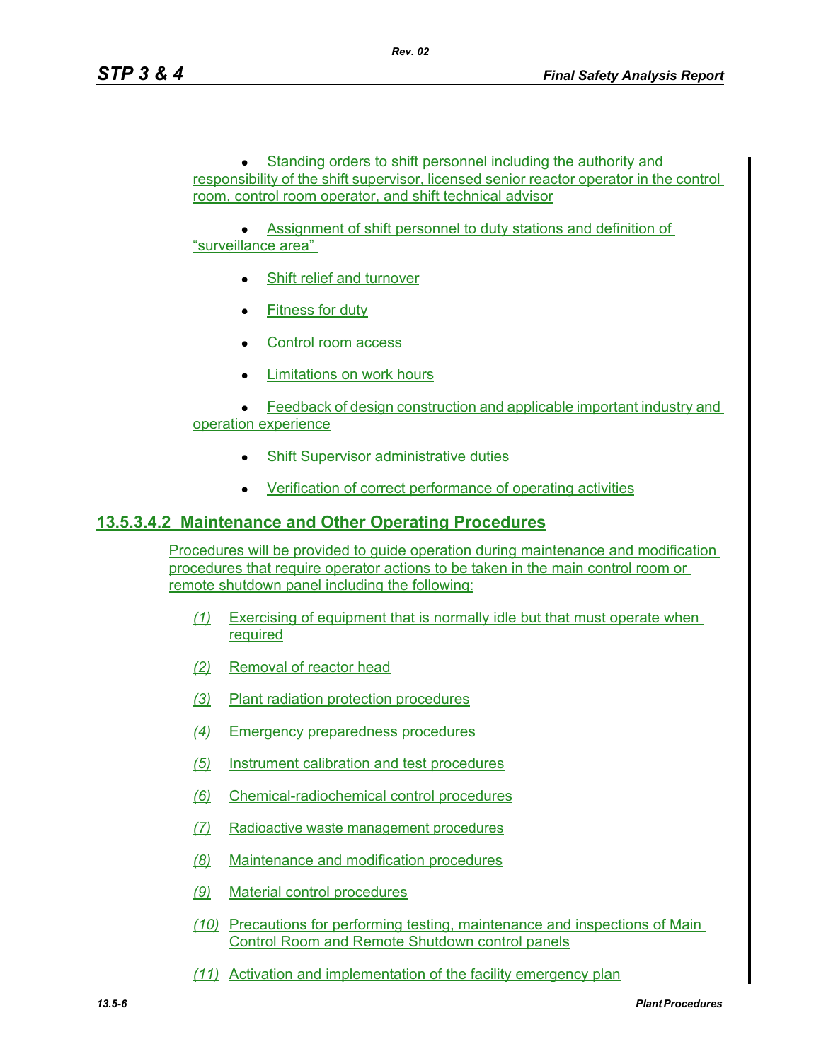- Standing orders to shift personnel including the authority and responsibility of the shift supervisor, licensed senior reactor operator in the control room, control room operator, and shift technical advisor
- Assignment of shift personnel to duty stations and definition of "surveillance area"
- Shift relief and turnover
- Fitness for duty
- Control room access
- Limitations on work hours
- Feedback of design construction and applicable important industry and operation experience
- Shift Supervisor administrative duties
- Verification of correct performance of operating activities

## 13.5.3.4.2 Maintenance and Other Operating Procedures

Procedures will be provided to guide operation during maintenance and modification procedures that require operator actions to be taken in the main control room or remote shutdown panel including the following:

(1) Exercising of equipment that is normally idle but that must operate when required

(2) Removal of reactor head

(3) Plant radiation protection procedures

(4) Emergency preparedness procedures

(5) Instrument calibration and test procedures

(6) Chemical-radiochemical control procedures

(7) Radioactive waste management procedures

(8) Maintenance and modification procedures

(9) Material control procedures

(10) Precautions for performing testing, maintenance and inspections of Main Control Room and Remote Shutdown control panels

(11) Activation and implementation of the facility emergency plan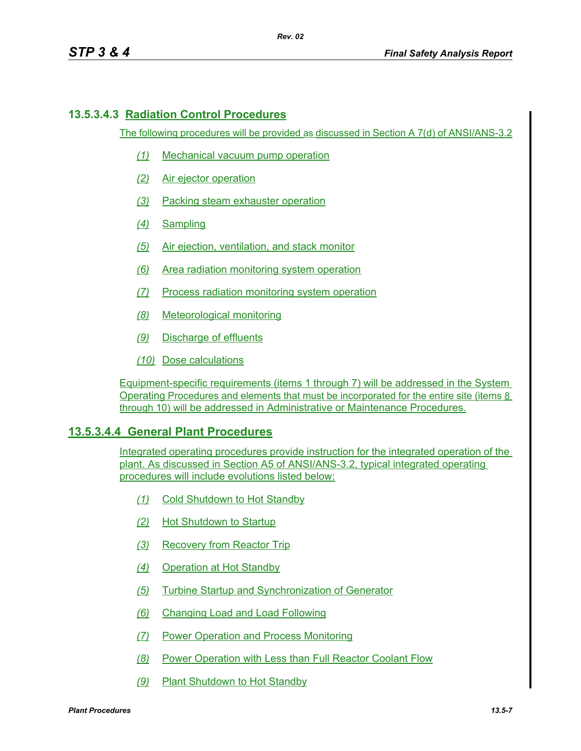### 13.5.3.4.3 Radiation Control Procedures

The following procedures will be provided as discussed in Section A 7(d) of ANSI/ANS-3.2

*(1)* Mechanical vacuum pump operation

*(2)* Air ejector operation

*(3)* Packing steam exhauster operation

*(4)* Sampling

*(5)* Air ejection, ventilation, and stack monitor

*(6)* Area radiation monitoring system operation

*(7)* Process radiation monitoring system operation

*(8)* Meteorological monitoring

*(9)* Discharge of effluents

*(10)* Dose calculations

Equipment-specific requirements (items 1 through 7) will be addressed in the System Operating Procedures and elements that must be incorporated for the entire site (items 8 through 10) will be addressed in Administrative or Maintenance Procedures.

### 13.5.3.4.4 General Plant Procedures

Integrated operating procedures provide instruction for the integrated operation of the plant. As discussed in Section A5 of ANSI/ANS-3.2, typical integrated operating procedures will include evolutions listed below:

*(1)* Cold Shutdown to Hot Standby

*(2)* Hot Shutdown to Startup

*(3)* Recovery from Reactor Trip

*(4)* Operation at Hot Standby

*(5)* Turbine Startup and Synchronization of Generator

*(6)* Changing Load and Load Following

*(7)* Power Operation and Process Monitoring

*(8)* Power Operation with Less than Full Reactor Coolant Flow

*(9)* Plant Shutdown to Hot Standby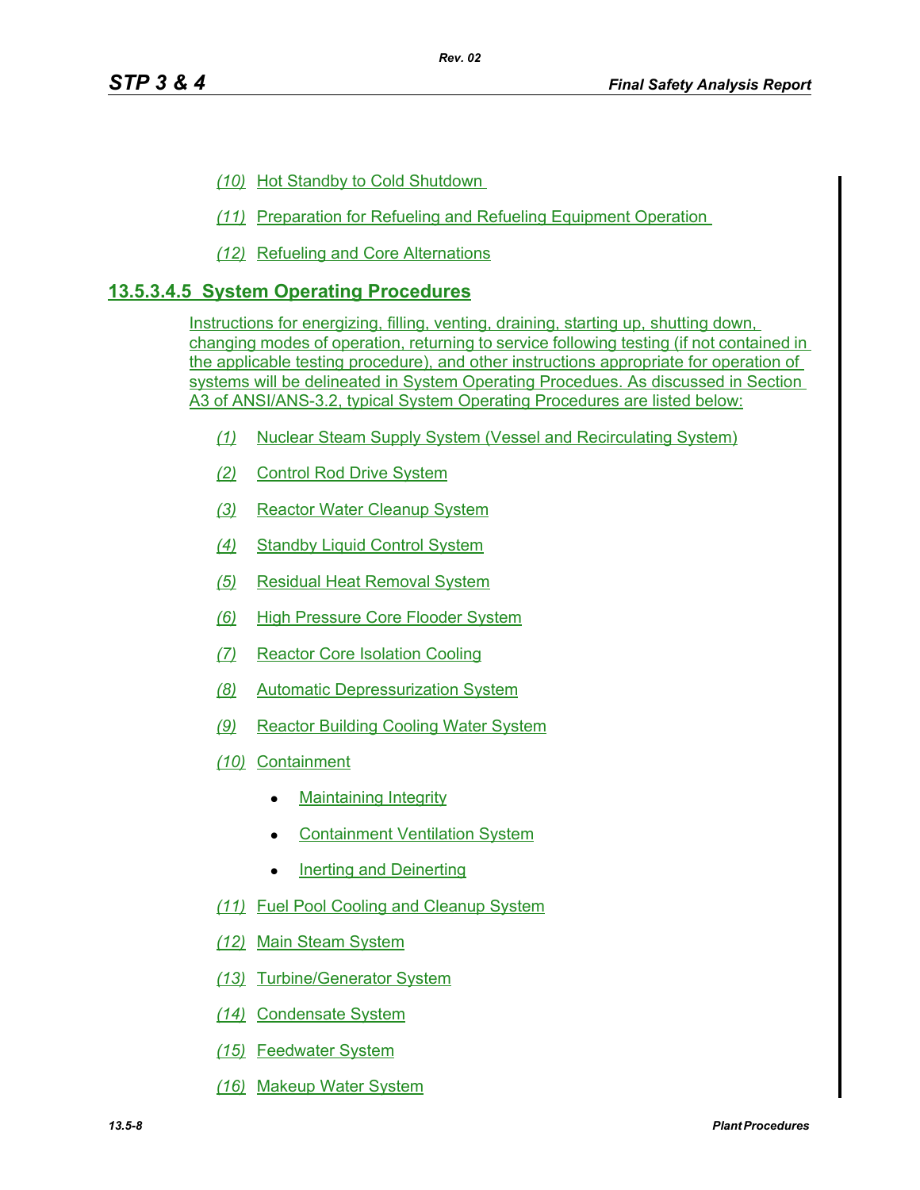(10) Hot Standby to Cold Shutdown

(11) Preparation for Refueling and Refueling Equipment Operation

(12) Refueling and Core Alternations

#### 13.5.3.4.5 System Operating Procedures

Instructions for energizing, filling, venting, draining, starting up, shutting down, changing modes of operation, returning to service following testing (if not contained in the applicable testing procedure), and other instructions appropriate for operation of systems will be delineated in System Operating Procedues. As discussed in Section A3 of ANSI/ANS-3.2, typical System Operating Procedures are listed below:

(1) Nuclear Steam Supply System (Vessel and Recirculating System)

(2) Control Rod Drive System

(3) Reactor Water Cleanup System

(4) Standby Liquid Control System

(5) Residual Heat Removal System

(6) High Pressure Core Flooder System

(7) Reactor Core Isolation Cooling

(8) Automatic Depressurization System

(9) Reactor Building Cooling Water System

(10) Containment

- Maintaining Integrity
- Containment Ventilation System
- Inerting and Deinerting

(11) Fuel Pool Cooling and Cleanup System

(12) Main Steam System

(13) Turbine/Generator System

(14) Condensate System

(15) Feedwater System

(16) Makeup Water System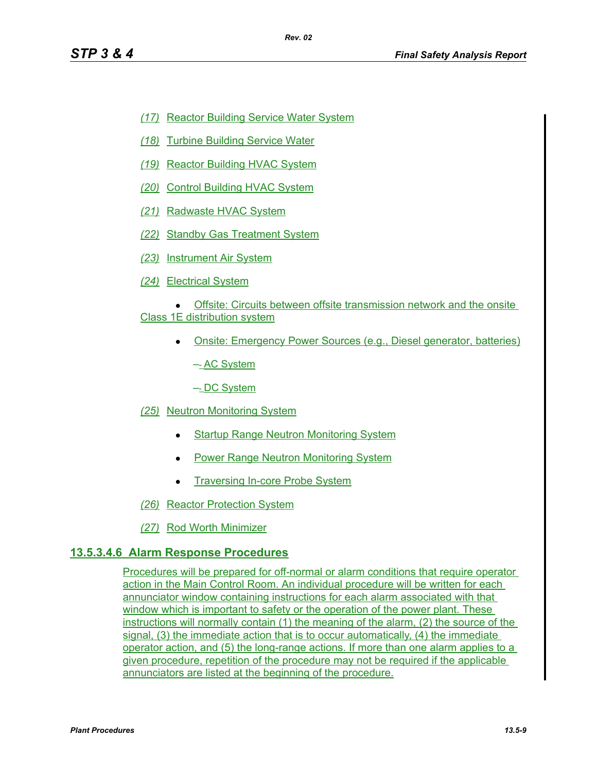(17) Reactor Building Service Water System

(18) Turbine Building Service Water

(19) Reactor Building HVAC System

(20) Control Building HVAC System

(21) Radwaste HVAC System

(22) Standby Gas Treatment System

(23) Instrument Air System

(24) Electrical System

- Offsite: Circuits between offsite transmission network and the onsite Class 1E distribution system
- Onsite: Emergency Power Sources (e.g., Diesel generator, batteries)
  - AC System
  - DC System

(25) Neutron Monitoring System

- Startup Range Neutron Monitoring System
- Power Range Neutron Monitoring System
- Traversing In-core Probe System

(26) Reactor Protection System

(27) Rod Worth Minimizer

## 13.5.3.4.6 Alarm Response Procedures

Procedures will be prepared for off-normal or alarm conditions that require operator action in the Main Control Room. An individual procedure will be written for each annunciator window containing instructions for each alarm associated with that window which is important to safety or the operation of the power plant. These instructions will normally contain (1) the meaning of the alarm, (2) the source of the signal, (3) the immediate action that is to occur automatically, (4) the immediate operator action, and (5) the long-range actions. If more than one alarm applies to a given procedure, repetition of the procedure may not be required if the applicable annunciators are listed at the beginning of the procedure.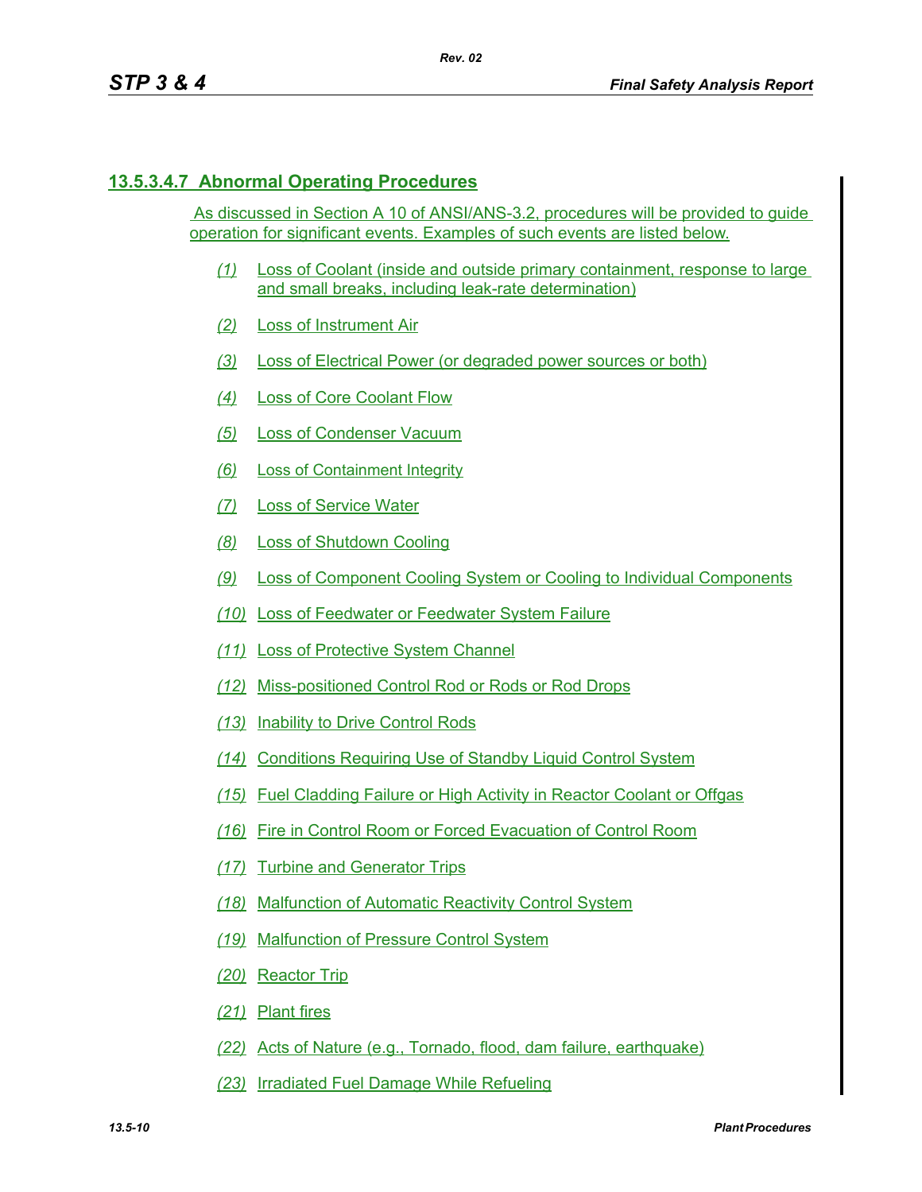### 13.5.3.4.7 Abnormal Operating Procedures

As discussed in Section A 10 of ANSI/ANS-3.2, procedures will be provided to guide operation for significant events. Examples of such events are listed below.

(1) Loss of Coolant (inside and outside primary containment, response to large and small breaks, including leak-rate determination)

(2) Loss of Instrument Air

(3) Loss of Electrical Power (or degraded power sources or both)

(4) Loss of Core Coolant Flow

(5) Loss of Condenser Vacuum

(6) Loss of Containment Integrity

(7) Loss of Service Water

(8) Loss of Shutdown Cooling

(9) Loss of Component Cooling System or Cooling to Individual Components

(10) Loss of Feedwater or Feedwater System Failure

(11) Loss of Protective System Channel

(12) Miss-positioned Control Rod or Rods or Rod Drops

(13) Inability to Drive Control Rods

(14) Conditions Requiring Use of Standby Liquid Control System

(15) Fuel Cladding Failure or High Activity in Reactor Coolant or Offgas

(16) Fire in Control Room or Forced Evacuation of Control Room

(17) Turbine and Generator Trips

(18) Malfunction of Automatic Reactivity Control System

(19) Malfunction of Pressure Control System

(20) Reactor Trip

(21) Plant fires

(22) Acts of Nature (e.g., Tornado, flood, dam failure, earthquake)

(23) Irradiated Fuel Damage While Refueling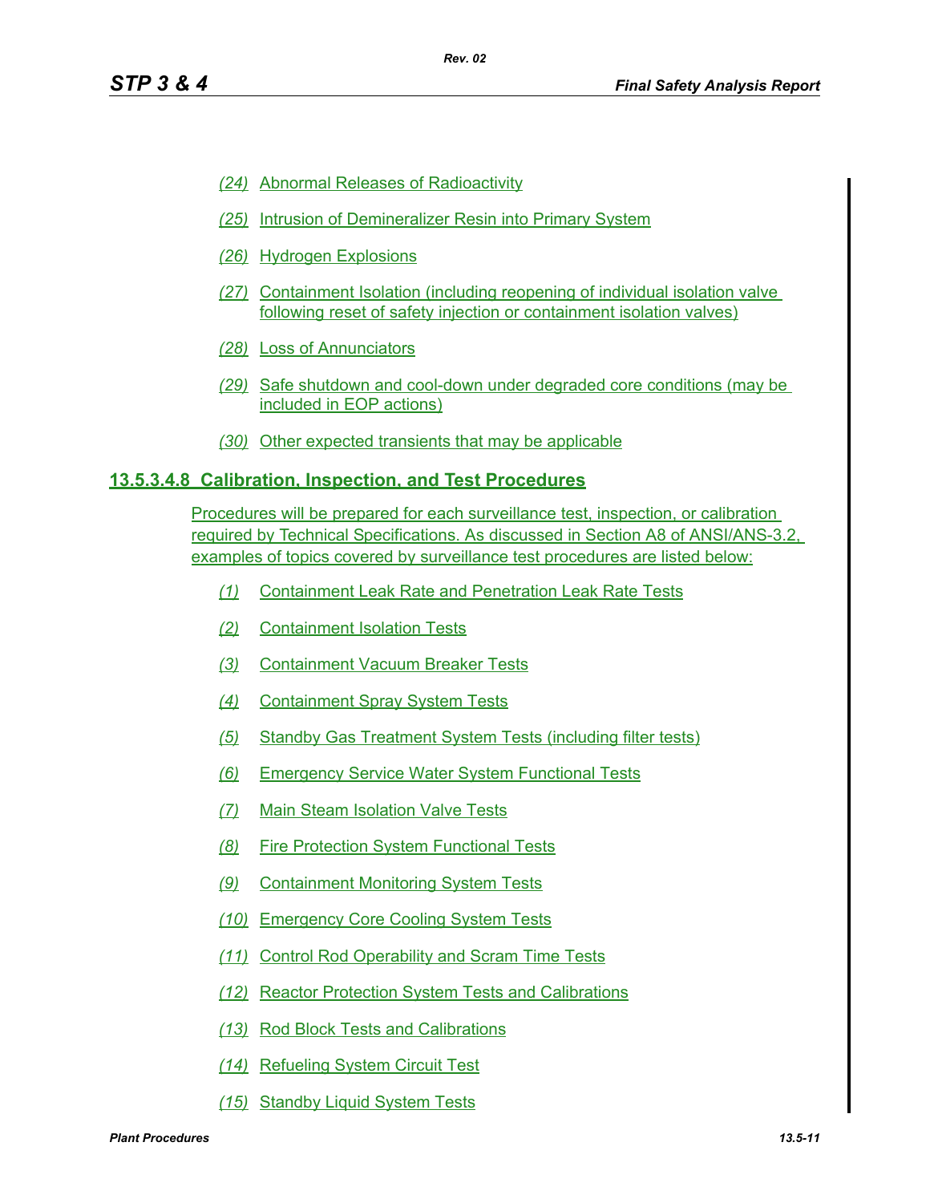(24) Abnormal Releases of Radioactivity

(25) Intrusion of Demineralizer Resin into Primary System

(26) Hydrogen Explosions

(27) Containment Isolation (including reopening of individual isolation valve following reset of safety injection or containment isolation valves)

(28) Loss of Annunciators

(29) Safe shutdown and cool-down under degraded core conditions (may be included in EOP actions)

(30) Other expected transients that may be applicable

### 13.5.3.4.8 Calibration, Inspection, and Test Procedures

Procedures will be prepared for each surveillance test, inspection, or calibration required by Technical Specifications. As discussed in Section A8 of ANSI/ANS-3.2, examples of topics covered by surveillance test procedures are listed below:

(1) Containment Leak Rate and Penetration Leak Rate Tests

(2) Containment Isolation Tests

(3) Containment Vacuum Breaker Tests

(4) Containment Spray System Tests

(5) Standby Gas Treatment System Tests (including filter tests)

(6) Emergency Service Water System Functional Tests

(7) Main Steam Isolation Valve Tests

(8) Fire Protection System Functional Tests

(9) Containment Monitoring System Tests

(10) Emergency Core Cooling System Tests

(11) Control Rod Operability and Scram Time Tests

(12) Reactor Protection System Tests and Calibrations

(13) Rod Block Tests and Calibrations

(14) Refueling System Circuit Test

(15) Standby Liquid System Tests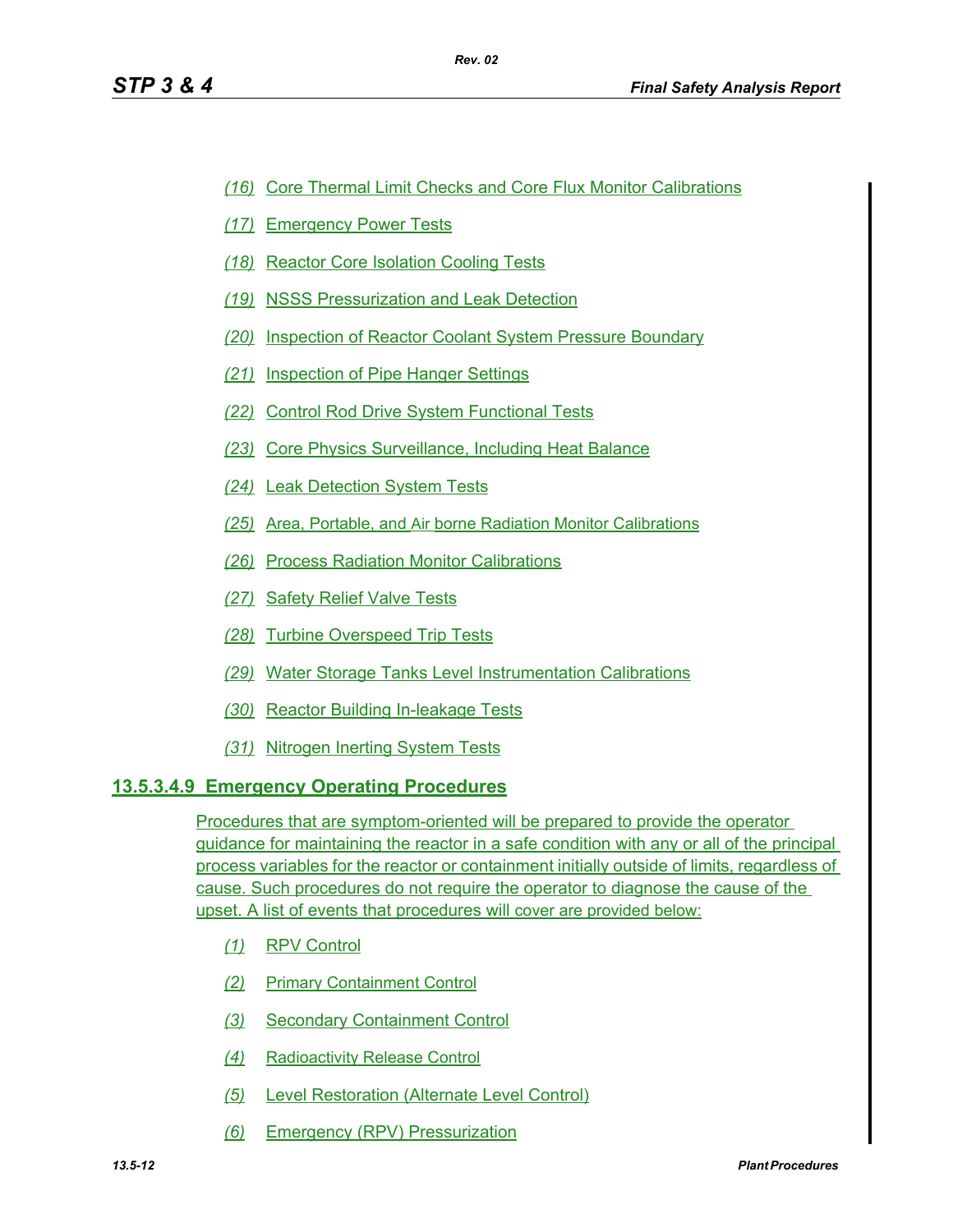(16) Core Thermal Limit Checks and Core Flux Monitor Calibrations

(17) Emergency Power Tests

(18) Reactor Core Isolation Cooling Tests

(19) NSSS Pressurization and Leak Detection

(20) Inspection of Reactor Coolant System Pressure Boundary

(21) Inspection of Pipe Hanger Settings

(22) Control Rod Drive System Functional Tests

(23) Core Physics Surveillance, Including Heat Balance

(24) Leak Detection System Tests

(25) Area, Portable, and Air borne Radiation Monitor Calibrations

(26) Process Radiation Monitor Calibrations

(27) Safety Relief Valve Tests

(28) Turbine Overspeed Trip Tests

(29) Water Storage Tanks Level Instrumentation Calibrations

(30) Reactor Building In-leakage Tests

(31) Nitrogen Inerting System Tests

## 13.5.3.4.9 Emergency Operating Procedures

Procedures that are symptom-oriented will be prepared to provide the operator guidance for maintaining the reactor in a safe condition with any or all of the principal process variables for the reactor or containment initially outside of limits, regardless of cause. Such procedures do not require the operator to diagnose the cause of the upset. A list of events that procedures will cover are provided below:

(1) RPV Control

(2) Primary Containment Control

(3) Secondary Containment Control

(4) Radioactivity Release Control

(5) Level Restoration (Alternate Level Control)

(6) Emergency (RPV) Pressurization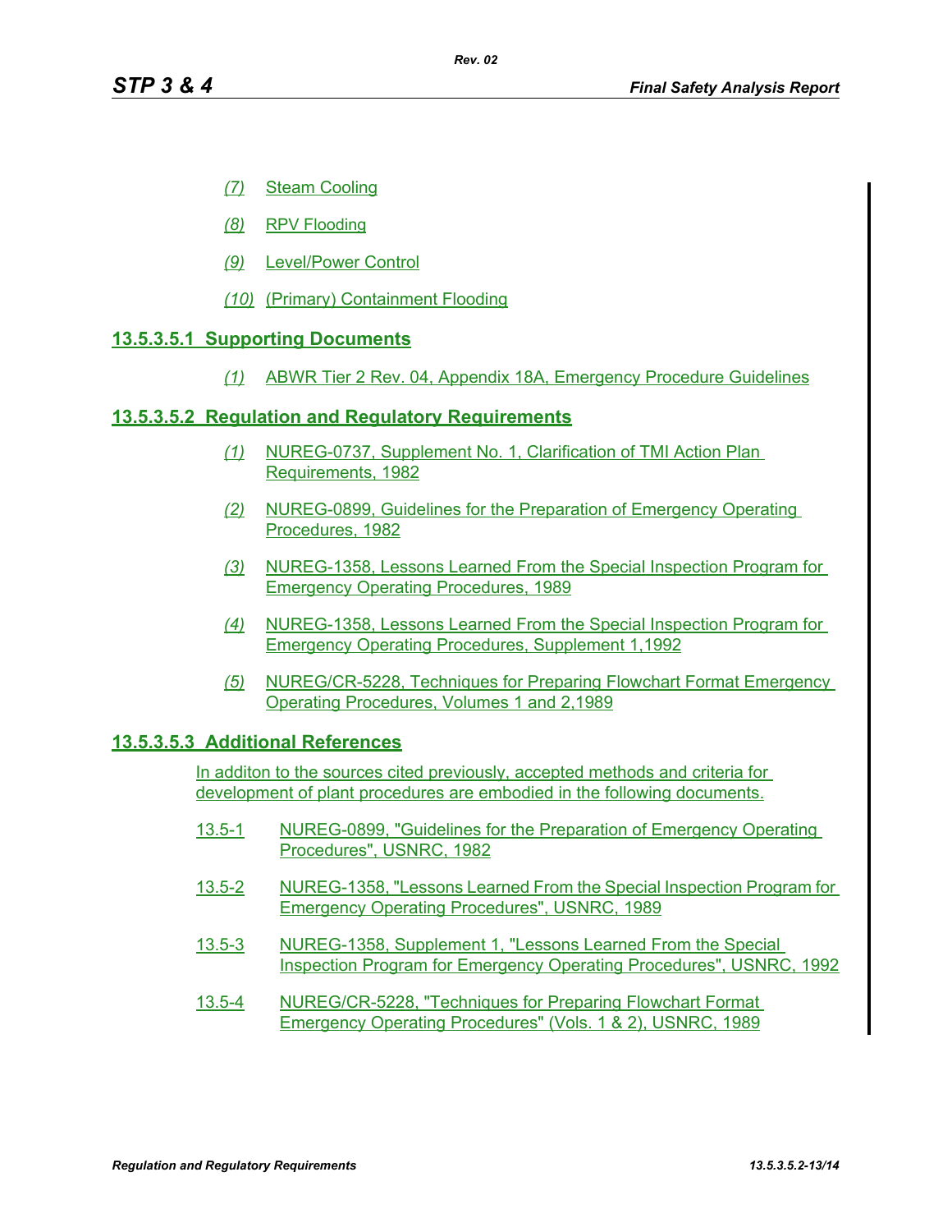*(7)* Steam Cooling

*(8)* RPV Flooding

*(9)* Level/Power Control

*(10)* (Primary) Containment Flooding

### 13.5.3.5.1 Supporting Documents

*(1)* ABWR Tier 2 Rev. 04, Appendix 18A, Emergency Procedure Guidelines

### 13.5.3.5.2 Regulation and Regulatory Requirements

*(1)* NUREG-0737, Supplement No. 1, Clarification of TMI Action Plan Requirements, 1982

*(2)* NUREG-0899, Guidelines for the Preparation of Emergency Operating Procedures, 1982

*(3)* NUREG-1358, Lessons Learned From the Special Inspection Program for Emergency Operating Procedures, 1989

*(4)* NUREG-1358, Lessons Learned From the Special Inspection Program for Emergency Operating Procedures, Supplement 1,1992

*(5)* NUREG/CR-5228, Techniques for Preparing Flowchart Format Emergency Operating Procedures, Volumes 1 and 2,1989

### 13.5.3.5.3 Additional References

In additon to the sources cited previously, accepted methods and criteria for development of plant procedures are embodied in the following documents.

13.5-1 NUREG-0899, "Guidelines for the Preparation of Emergency Operating Procedures", USNRC, 1982

13.5-2 NUREG-1358, "Lessons Learned From the Special Inspection Program for Emergency Operating Procedures", USNRC, 1989

13.5-3 NUREG-1358, Supplement 1, "Lessons Learned From the Special Inspection Program for Emergency Operating Procedures", USNRC, 1992

13.5-4 NUREG/CR-5228, "Techniques for Preparing Flowchart Format Emergency Operating Procedures" (Vols. 1 & 2), USNRC, 1989